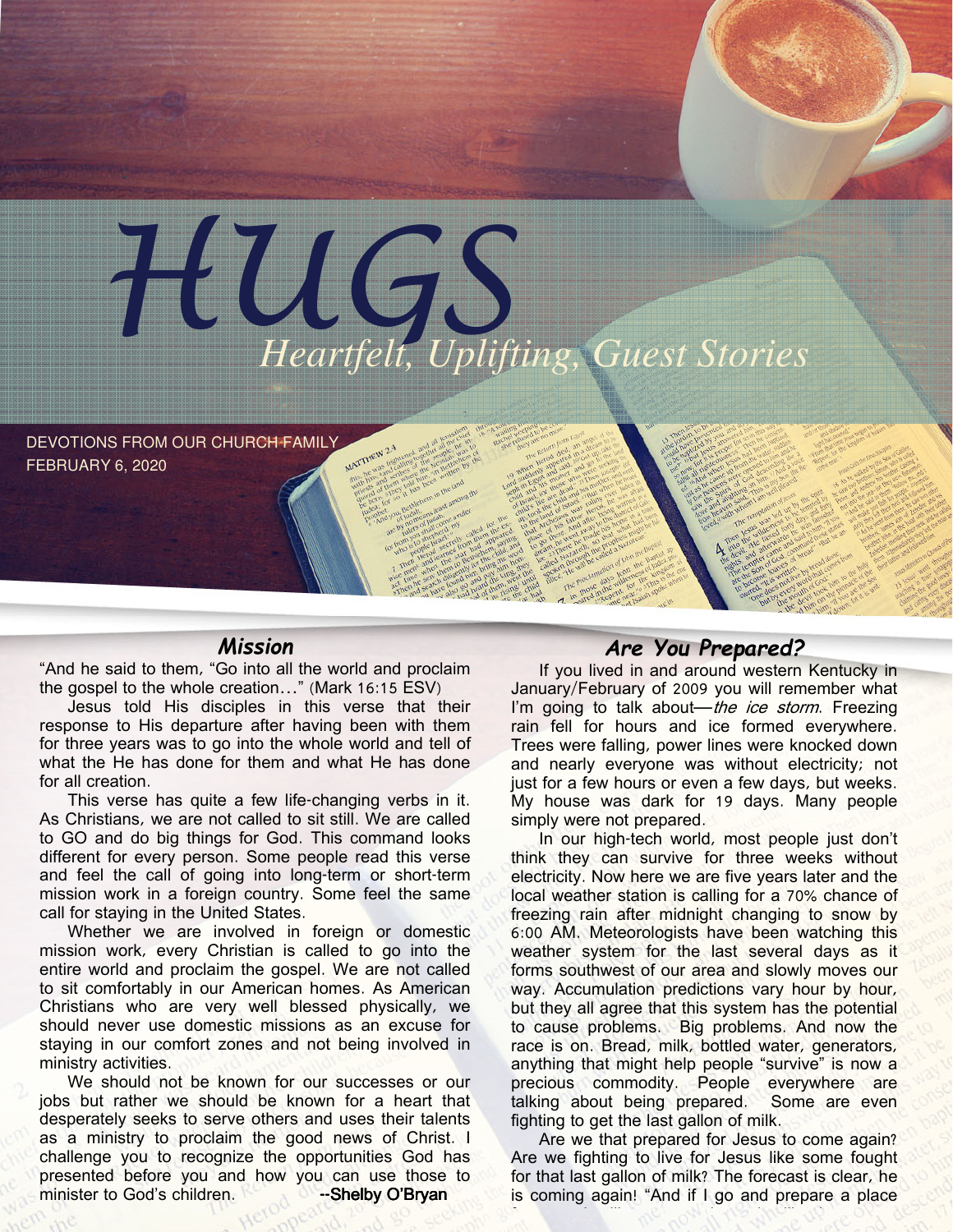# HUGS

## Heartfelt, Uplifting, Guest Stories

DEVOTIONS FROM OUR CHURCH FAMILY
FEBRUARY 6, 2020

### *Mission*

"And he said to them, "Go into all the world and proclaim the gospel to the whole creation…" (Mark 16:15 ESV)

Jesus told His disciples in this verse that their response to His departure after having been with them for three years was to go into the whole world and tell of what the He has done for them and what He has done for all creation.

This verse has quite a few life-changing verbs in it. As Christians, we are not called to sit still. We are called to GO and do big things for God. This command looks different for every person. Some people read this verse and feel the call of going into long-term or short-term mission work in a foreign country. Some feel the same call for staying in the United States.

Whether we are involved in foreign or domestic mission work, every Christian is called to go into the entire world and proclaim the gospel. We are not called to sit comfortably in our American homes. As American Christians who are very well blessed physically, we should never use domestic missions as an excuse for staying in our comfort zones and not being involved in ministry activities.

We should not be known for our successes or our jobs but rather we should be known for a heart that desperately seeks to serve others and uses their talents as a ministry to proclaim the good news of Christ. I challenge you to recognize the opportunities God has presented before you and how you can use those to minister to God's children. **--Shelby O'Bryan**

### *Are You Prepared?*

If you lived in and around western Kentucky in January/February of 2009 you will remember what I'm going to talk about—*the ice storm*. Freezing rain fell for hours and ice formed everywhere. Trees were falling, power lines were knocked down and nearly everyone was without electricity; not just for a few hours or even a few days, but weeks. My house was dark for 19 days. Many people simply were not prepared.

In our high-tech world, most people just don't think they can survive for three weeks without electricity. Now here we are five years later and the local weather station is calling for a 70% chance of freezing rain after midnight changing to snow by 6:00 AM. Meteorologists have been watching this weather system for the last several days as it forms southwest of our area and slowly moves our way. Accumulation predictions vary hour by hour, but they all agree that this system has the potential to cause problems. Big problems. And now the race is on. Bread, milk, bottled water, generators, anything that might help people "survive" is now a precious commodity. People everywhere are talking about being prepared. Some are even fighting to get the last gallon of milk.

Are we that prepared for Jesus to come again? Are we fighting to live for Jesus like some fought for that last gallon of milk? The forecast is clear, he is coming again! "And if I go and prepare a place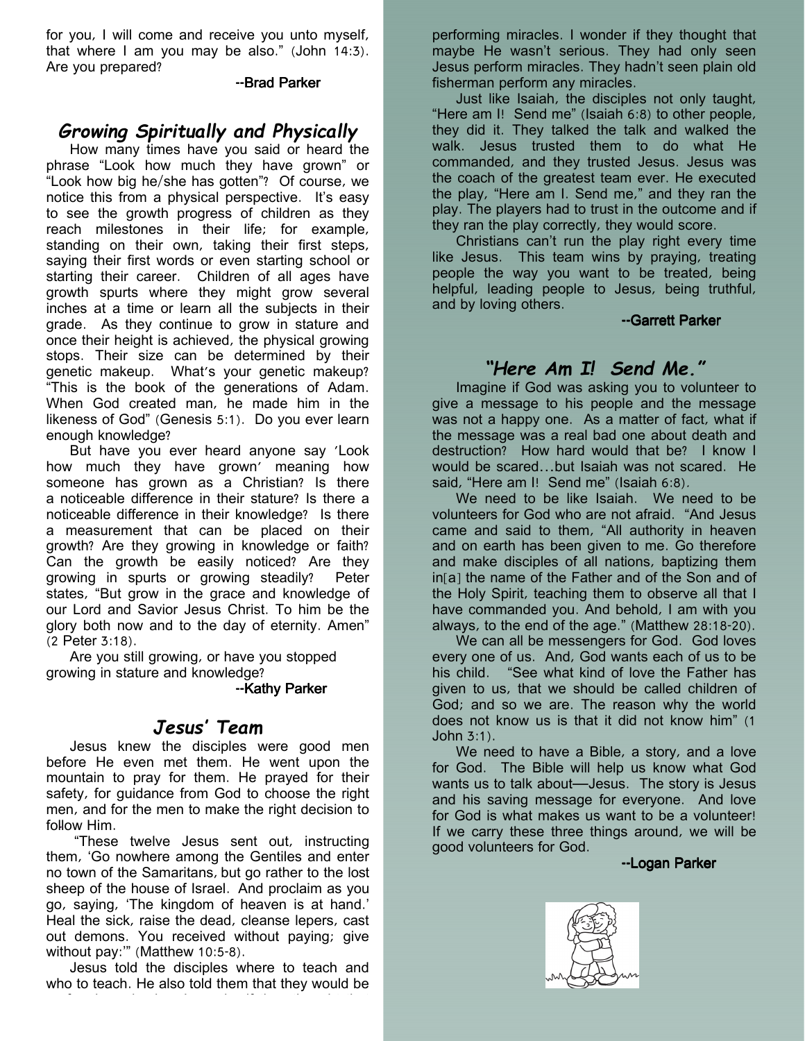for you, I will come and receive you unto myself, that where I am you may be also." (John 14:3). Are you prepared?

--Brad Parker

## *Growing Spiritually and Physically*

How many times have you said or heard the phrase "Look how much they have grown" or "Look how big he/she has gotten"? Of course, we notice this from a physical perspective. It's easy to see the growth progress of children as they reach milestones in their life; for example, standing on their own, taking their first steps, saying their first words or even starting school or starting their career. Children of all ages have growth spurts where they might grow several inches at a time or learn all the subjects in their grade. As they continue to grow in stature and once their height is achieved, the physical growing stops. Their size can be determined by their genetic makeup. What's your genetic makeup? "This is the book of the generations of Adam. When God created man, he made him in the likeness of God" (Genesis 5:1). Do you ever learn enough knowledge?

But have you ever heard anyone say 'Look how much they have grown' meaning how someone has grown as a Christian? Is there a noticeable difference in their stature? Is there a noticeable difference in their knowledge? Is there a measurement that can be placed on their growth? Are they growing in knowledge or faith? Can the growth be easily noticed? Are they growing in spurts or growing steadily? Peter states, "But grow in the grace and knowledge of our Lord and Savior Jesus Christ. To him be the glory both now and to the day of eternity. Amen" (2 Peter 3:18).

Are you still growing, or have you stopped growing in stature and knowledge?

--Kathy Parker

## *Jesus' Team*

Jesus knew the disciples were good men before He even met them. He went upon the mountain to pray for them. He prayed for their safety, for guidance from God to choose the right men, and for the men to make the right decision to follow Him.

"These twelve Jesus sent out, instructing them, 'Go nowhere among the Gentiles and enter no town of the Samaritans, but go rather to the lost sheep of the house of Israel. And proclaim as you go, saying, 'The kingdom of heaven is at hand.' Heal the sick, raise the dead, cleanse lepers, cast out demons. You received without paying; give without pay:'" (Matthew 10:5-8).

Jesus told the disciples where to teach and who to teach. He also told them that they would be performing miracles. I wonder if they thought that maybe He wasn't serious. They had only seen Jesus perform miracles. They hadn't seen plain old fisherman perform any miracles.

Just like Isaiah, the disciples not only taught, "Here am I! Send me" (Isaiah 6:8) to other people, they did it. They talked the talk and walked the walk. Jesus trusted them to do what He commanded, and they trusted Jesus. Jesus was the coach of the greatest team ever. He executed the play, "Here am I. Send me," and they ran the play. The players had to trust in the outcome and if they ran the play correctly, they would score.

Christians can't run the play right every time like Jesus. This team wins by praying, treating people the way you want to be treated, being helpful, leading people to Jesus, being truthful, and by loving others.

--Garrett Parker

## *"Here Am I! Send Me."*

Imagine if God was asking you to volunteer to give a message to his people and the message was not a happy one. As a matter of fact, what if the message was a real bad one about death and destruction? How hard would that be? I know I would be scared...but Isaiah was not scared. He said, "Here am I! Send me" (Isaiah 6:8).

We need to be like Isaiah. We need to be volunteers for God who are not afraid. "And Jesus came and said to them, "All authority in heaven and on earth has been given to me. Go therefore and make disciples of all nations, baptizing them in[a] the name of the Father and of the Son and of the Holy Spirit, teaching them to observe all that I have commanded you. And behold, I am with you always, to the end of the age." (Matthew 28:18-20).

We can all be messengers for God. God loves every one of us. And, God wants each of us to be his child. "See what kind of love the Father has given to us, that we should be called children of God; and so we are. The reason why the world does not know us is that it did not know him" (1 John 3:1).

We need to have a Bible, a story, and a love for God. The Bible will help us know what God wants us to talk about—Jesus. The story is Jesus and his saving message for everyone. And love for God is what makes us want to be a volunteer! If we carry these three things around, we will be good volunteers for God.

--Logan Parker